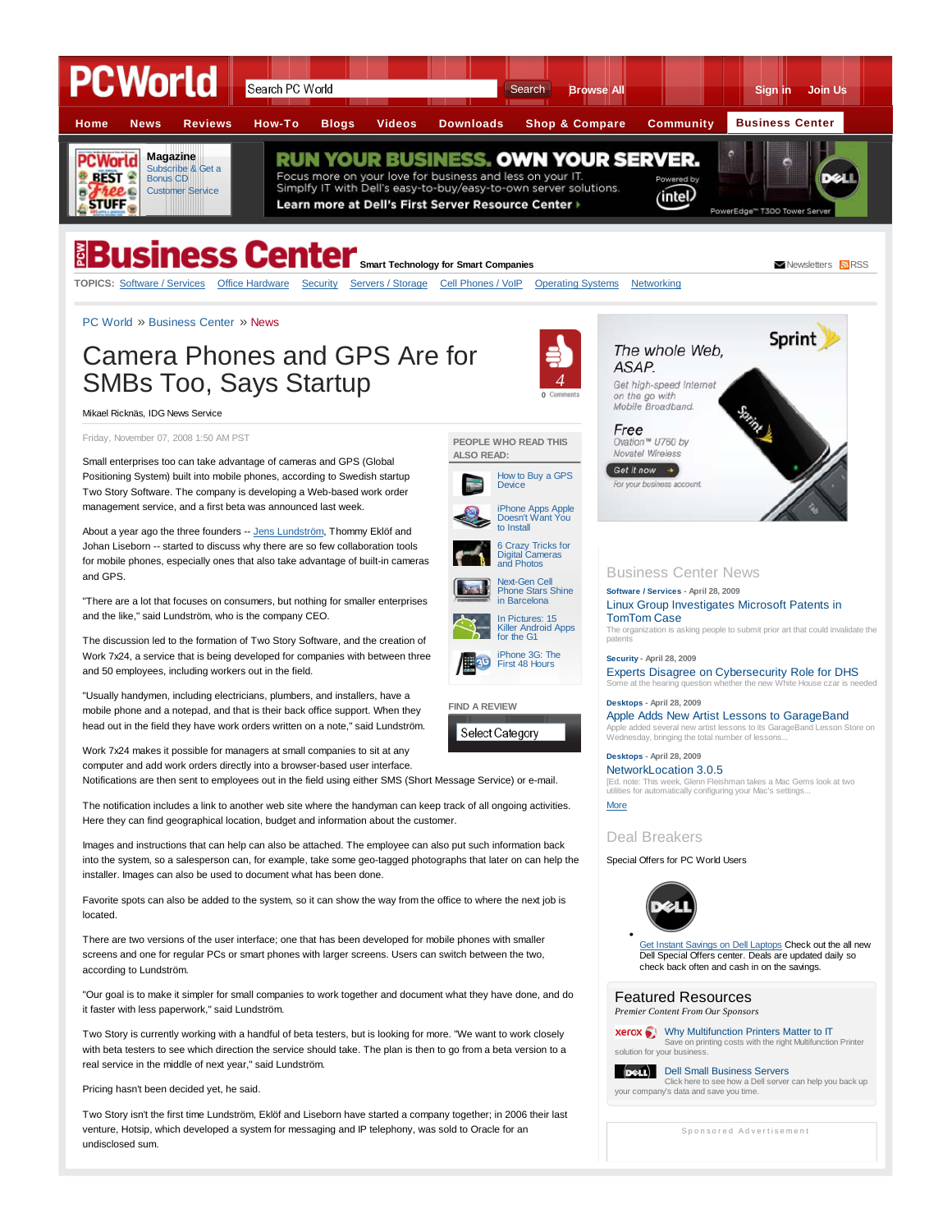PC World » Business Center » News

# Camera Phones and GPS Are for SMBs Too, Says Startup

Mikael Ricknäs, IDG News Service

Friday, November 07, 2008 1:50 AM PST

Small enterprises too can take advantage of cameras and GPS (Global Positioning System) built into mobile phones, according to Swedish startup Two Story Software. The company is developing a Web-based work order management service, and a first beta was announced last week.

About a year ago the three founders -- Jens Lundström, Thommy Eklöf and Johan Liseborn -- started to discuss why there are so few collaboration tools for mobile phones, especially ones that also take advantage of built-in cameras and GPS.

"There are a lot that focuses on consumers, but nothing for smaller enterprises and the like," said Lundström, who is the company CEO.

The discussion led to the formation of Two Story Software, and the creation of Work 7x24, a service that is being developed for companies with between three and 50 employees, including workers out in the field.

"Usually handymen, including electricians, plumbers, and installers, have a mobile phone and a notepad, and that is their back office support. When they head out in the field they have work orders written on a note," said Lundström.

Work 7x24 makes it possible for managers at small companies to sit at any computer and add work orders directly into a browser-based user interface. Notifications are then sent to employees out in the field using either SMS (Short Message Service) or e-mail.

The notification includes a link to another web site where the handyman can keep track of all ongoing activities. Here they can find geographical location, budget and information about the customer.

Images and instructions that can help can also be attached. The employee can also put such information back into the system, so a salesperson can, for example, take some geo-tagged photographs that later on can help the installer. Images can also be used to document what has been done.

Favorite spots can also be added to the system, so it can show the way from the office to where the next job is located.

There are two versions of the user interface; one that has been developed for mobile phones with smaller screens and one for regular PCs or smart phones with larger screens. Users can switch between the two, according to Lundström.

"Our goal is to make it simpler for small companies to work together and document what they have done, and do it faster with less paperwork," said Lundström.

Two Story is currently working with a handful of beta testers, but is looking for more. "We want to work closely with beta testers to see which direction the service should take. The plan is then to go from a beta version to a real service in the middle of next year," said Lundström.

Pricing hasn't been decided yet, he said.

Two Story isn't the first time Lundström, Eklöf and Liseborn have started a company together; in 2006 their last venture, Hotsip, which developed a system for messaging and IP telephony, was sold to Oracle for an undisclosed sum.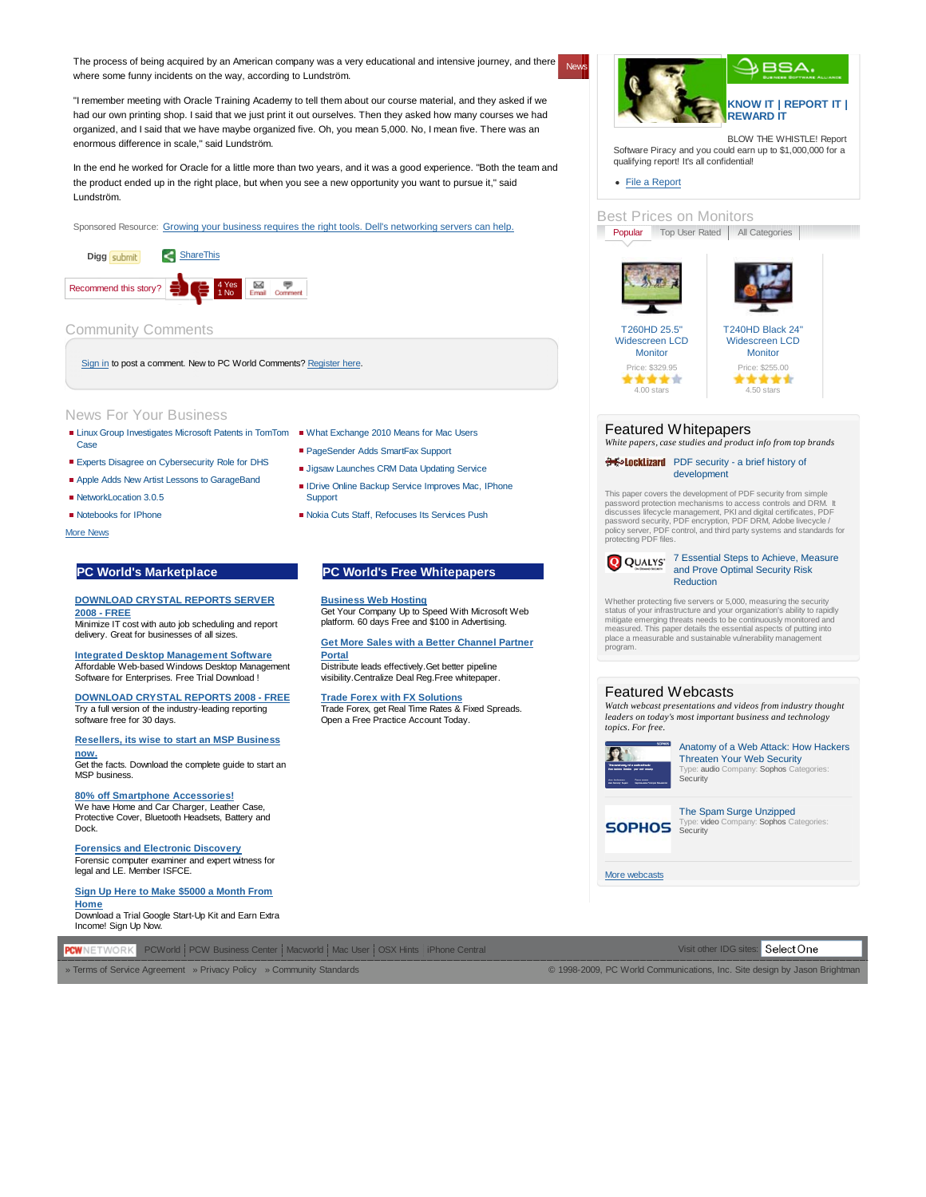The process of being acquired by an American company was a very educational and intensive journey, and there where some funny incidents on the way, according to Lundström.

"I remember meeting with Oracle Training Academy to tell them about our course material, and they asked if we had our own printing shop. I said that we just print it out ourselves. Then they asked how many courses we had organized, and I said that we have maybe organized five. Oh, you mean 5,000. No, I mean five. There was an enormous difference in scale," said Lundström.

In the end he worked for Oracle for a little more than two years, and it was a good experience. "Both the team and the product ended up in the right place, but when you see a new opportunity you want to pursue it," said Lundström.

Sponsored Resource: Growing your business requires the right tools. Dell's networking servers can help.

Digg submit ShareThis

Recommend this story? 4 Yes 1 No Email Comment

## Community Comments

Sign in to post a comment. New to PC World Comments? Register here.

## News For Your Business

- Linux Group Investigates Microsoft Patents in TomTom Case
- Experts Disagree on Cybersecurity Role for DHS
- Apple Adds New Artist Lessons to GarageBand
- NetworkLocation 3.0.5
- Notebooks for IPhone
- What Exchange 2010 Means for Mac Users
- PageSender Adds SmartFax Support
- Jigsaw Launches CRM Data Updating Service
- IDrive Online Backup Service Improves Mac, IPhone Support
- Nokia Cuts Staff, Refocuses Its Services Push

More News

## PC World's Marketplace

**DOWNLOAD CRYSTAL REPORTS SERVER 2008 - FREE**
Minimize IT cost with auto job scheduling and report delivery. Great for businesses of all sizes.

**Integrated Desktop Management Software**
Affordable Web-based Windows Desktop Management Software for Enterprises. Free Trial Download !

**DOWNLOAD CRYSTAL REPORTS 2008 - FREE**
Try a full version of the industry-leading reporting software free for 30 days.

**Resellers, its wise to start an MSP Business now.**
Get the facts. Download the complete guide to start an MSP business.

**80% off Smartphone Accessories!**
We have Home and Car Charger, Leather Case, Protective Cover, Bluetooth Headsets, Battery and Dock.

**Forensics and Electronic Discovery**
Forensic computer examiner and expert witness for legal and LE. Member ISFCE.

**Sign Up Here to Make $5000 a Month From Home**
Download a Trial Google Start-Up Kit and Earn Extra Income! Sign Up Now.

## PC World's Free Whitepapers

**Business Web Hosting**
Get Your Company Up to Speed With Microsoft Web platform. 60 days Free and $100 in Advertising.

**Get More Sales with a Better Channel Partner Portal**
Distribute leads effectively.Get better pipeline visibility.Centralize Deal Reg.Free whitepaper.

**Trade Forex with FX Solutions**
Trade Forex, get Real Time Rates & Fixed Spreads. Open a Free Practice Account Today.

BSA.

KNOW IT | REPORT IT | REWARD IT

BLOW THE WHISTLE! Report Software Piracy and you could earn up to $1,000,000 for a qualifying report! It's all confidential!

- File a Report

## Best Prices on Monitors

Popular | Top User Rated | All Categories

T260HD 25.5" Widescreen LCD Monitor
Price: $329.95
4.00 stars

T240HD Black 24" Widescreen LCD Monitor
Price: $255.00
4.50 stars

## Featured Whitepapers

*White papers, case studies and product info from top brands*

LockLizard — PDF security - a brief history of development

This paper covers the development of PDF security from simple password protection mechanisms to access controls and DRM. It discusses lifecycle management, PKI and digital certificates, PDF password security, PDF encryption, PDF DRM, Adobe livecycle / policy server, PDF control, and third party systems and standards for protecting PDF files.

Qualys — 7 Essential Steps to Achieve, Measure and Prove Optimal Security Risk Reduction

Whether protecting five servers or 50,000, measuring the security status of your infrastructure and your organization's ability to rapidly mitigate emerging threats needs to be continuously monitored and measured. This paper details the essential aspects of putting into place a measurable and sustainable vulnerability management program.

## Featured Webcasts

*Watch webcast presentations and videos from industry thought leaders on today's most important business and technology topics. For free.*

Anatomy of a Web Attack: How Hackers Threaten Your Web Security
Type: audio Company: Sophos Categories: Security

The Spam Surge Unzipped
Type: video Company: Sophos Categories: Security

More webcasts

PCWNETWORK | PCWorld | PCW Business Center | Macworld | Mac User | OSX Hints | iPhone Central

Visit other IDG sites: Select One

» Terms of Service Agreement » Privacy Policy » Community Standards

© 1998-2009, PC World Communications, Inc. Site design by Jason Brightman